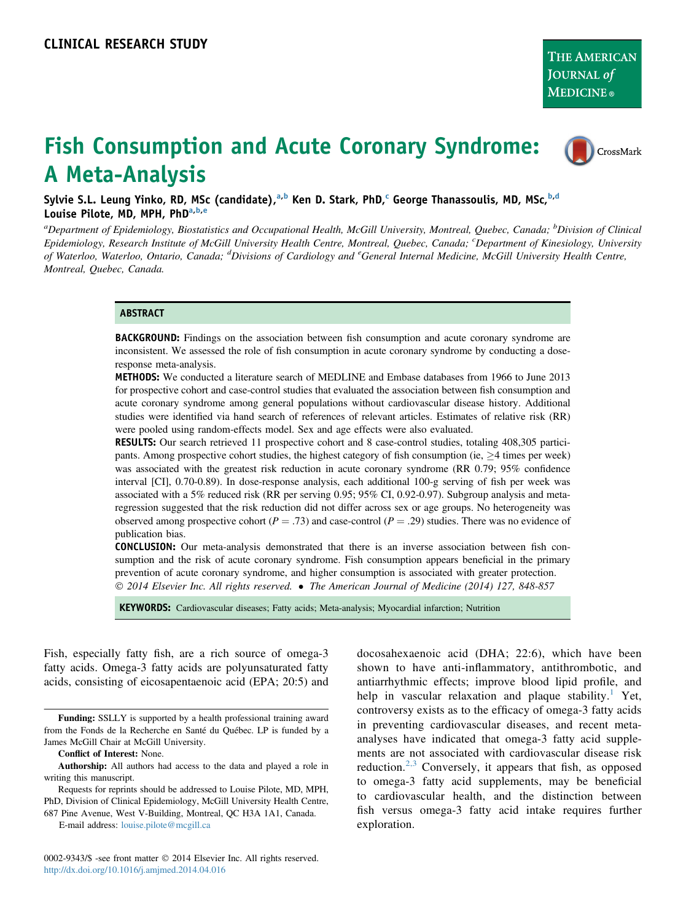CLINICAL RESEARCH STUDY

# Fish Consumption and Acute Coronary Syndrome: A Meta-Analysis

Sylvie S.L. Leung Yinko, RD, MSc (candidate),[a,b] Ken D. Stark, PhD,[c] George Thanassoulis, MD, MSc,[b,d] Louise Pilote, MD, MPH, PhD[a,b,e]

[a]Department of Epidemiology, Biostatistics and Occupational Health, McGill University, Montreal, Quebec, Canada; [b]Division of Clinical Epidemiology, Research Institute of McGill University Health Centre, Montreal, Quebec, Canada; [c]Department of Kinesiology, University of Waterloo, Waterloo, Ontario, Canada; [d]Divisions of Cardiology and [e]General Internal Medicine, McGill University Health Centre, Montreal, Quebec, Canada.

## ABSTRACT

**BACKGROUND:** Findings on the association between fish consumption and acute coronary syndrome are inconsistent. We assessed the role of fish consumption in acute coronary syndrome by conducting a dose-response meta-analysis.

**METHODS:** We conducted a literature search of MEDLINE and Embase databases from 1966 to June 2013 for prospective cohort and case-control studies that evaluated the association between fish consumption and acute coronary syndrome among general populations without cardiovascular disease history. Additional studies were identified via hand search of references of relevant articles. Estimates of relative risk (RR) were pooled using random-effects model. Sex and age effects were also evaluated.

**RESULTS:** Our search retrieved 11 prospective cohort and 8 case-control studies, totaling 408,305 participants. Among prospective cohort studies, the highest category of fish consumption (ie, ≥4 times per week) was associated with the greatest risk reduction in acute coronary syndrome (RR 0.79; 95% confidence interval [CI], 0.70-0.89). In dose-response analysis, each additional 100-g serving of fish per week was associated with a 5% reduced risk (RR per serving 0.95; 95% CI, 0.92-0.97). Subgroup analysis and meta-regression suggested that the risk reduction did not differ across sex or age groups. No heterogeneity was observed among prospective cohort ($P = .73$) and case-control ($P = .29$) studies. There was no evidence of publication bias.

**CONCLUSION:** Our meta-analysis demonstrated that there is an inverse association between fish consumption and the risk of acute coronary syndrome. Fish consumption appears beneficial in the primary prevention of acute coronary syndrome, and higher consumption is associated with greater protection.

© 2014 Elsevier Inc. All rights reserved. • The American Journal of Medicine (2014) 127, 848-857

**KEYWORDS:** Cardiovascular diseases; Fatty acids; Meta-analysis; Myocardial infarction; Nutrition

Fish, especially fatty fish, are a rich source of omega-3 fatty acids. Omega-3 fatty acids are polyunsaturated fatty acids, consisting of eicosapentaenoic acid (EPA; 20:5) and docosahexaenoic acid (DHA; 22:6), which have been shown to have anti-inflammatory, antithrombotic, and antiarrhythmic effects; improve blood lipid profile, and help in vascular relaxation and plaque stability.[1] Yet, controversy exists as to the efficacy of omega-3 fatty acids in preventing cardiovascular diseases, and recent meta-analyses have indicated that omega-3 fatty acid supplements are not associated with cardiovascular disease risk reduction.[2,3] Conversely, it appears that fish, as opposed to omega-3 fatty acid supplements, may be beneficial to cardiovascular health, and the distinction between fish versus omega-3 fatty acid intake requires further exploration.

**Funding:** SSLLY is supported by a health professional training award from the Fonds de la Recherche en Santé du Québec. LP is funded by a James McGill Chair at McGill University.

**Conflict of Interest:** None.

**Authorship:** All authors had access to the data and played a role in writing this manuscript.

Requests for reprints should be addressed to Louise Pilote, MD, MPH, PhD, Division of Clinical Epidemiology, McGill University Health Centre, 687 Pine Avenue, West V-Building, Montreal, QC H3A 1A1, Canada.

E-mail address: louise.pilote@mcgill.ca

0002-9343/$ -see front matter © 2014 Elsevier Inc. All rights reserved.
http://dx.doi.org/10.1016/j.amjmed.2014.04.016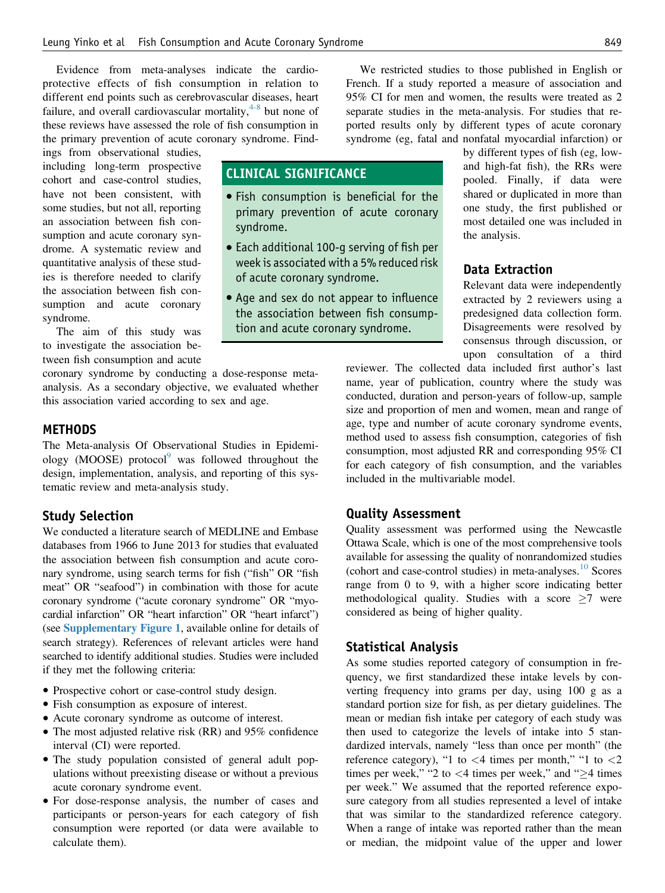Evidence from meta-analyses indicate the cardioprotective effects of fish consumption in relation to different end points such as cerebrovascular diseases, heart failure, and overall cardiovascular mortality,[4-8] but none of these reviews have assessed the role of fish consumption in the primary prevention of acute coronary syndrome. Findings from observational studies, including long-term prospective cohort and case-control studies, have not been consistent, with some studies, but not all, reporting an association between fish consumption and acute coronary syndrome. A systematic review and quantitative analysis of these studies is therefore needed to clarify the association between fish consumption and acute coronary syndrome.

The aim of this study was to investigate the association between fish consumption and acute coronary syndrome by conducting a dose-response meta-analysis. As a secondary objective, we evaluated whether this association varied according to sex and age.

> **CLINICAL SIGNIFICANCE**
>
> - Fish consumption is beneficial for the primary prevention of acute coronary syndrome.
> - Each additional 100-g serving of fish per week is associated with a 5% reduced risk of acute coronary syndrome.
> - Age and sex do not appear to influence the association between fish consumption and acute coronary syndrome.

## METHODS

The Meta-analysis Of Observational Studies in Epidemiology (MOOSE) protocol[9] was followed throughout the design, implementation, analysis, and reporting of this systematic review and meta-analysis study.

### Study Selection

We conducted a literature search of MEDLINE and Embase databases from 1966 to June 2013 for studies that evaluated the association between fish consumption and acute coronary syndrome, using search terms for fish ("fish" OR "fish meat" OR "seafood") in combination with those for acute coronary syndrome ("acute coronary syndrome" OR "myocardial infarction" OR "heart infarction" OR "heart infarct") (see **Supplementary Figure 1**, available online for details of search strategy). References of relevant articles were hand searched to identify additional studies. Studies were included if they met the following criteria:

- Prospective cohort or case-control study design.
- Fish consumption as exposure of interest.
- Acute coronary syndrome as outcome of interest.
- The most adjusted relative risk (RR) and 95% confidence interval (CI) were reported.
- The study population consisted of general adult populations without preexisting disease or without a previous acute coronary syndrome event.
- For dose-response analysis, the number of cases and participants or person-years for each category of fish consumption were reported (or data were available to calculate them).

We restricted studies to those published in English or French. If a study reported a measure of association and 95% CI for men and women, the results were treated as 2 separate studies in the meta-analysis. For studies that reported results only by different types of acute coronary syndrome (eg, fatal and nonfatal myocardial infarction) or by different types of fish (eg, low- and high-fat fish), the RRs were pooled. Finally, if data were shared or duplicated in more than one study, the first published or most detailed one was included in the analysis.

### Data Extraction

Relevant data were independently extracted by 2 reviewers using a predesigned data collection form. Disagreements were resolved by consensus through discussion, or upon consultation of a third reviewer. The collected data included first author's last name, year of publication, country where the study was conducted, duration and person-years of follow-up, sample size and proportion of men and women, mean and range of age, type and number of acute coronary syndrome events, method used to assess fish consumption, categories of fish consumption, most adjusted RR and corresponding 95% CI for each category of fish consumption, and the variables included in the multivariable model.

### Quality Assessment

Quality assessment was performed using the Newcastle Ottawa Scale, which is one of the most comprehensive tools available for assessing the quality of nonrandomized studies (cohort and case-control studies) in meta-analyses.[10] Scores range from 0 to 9, with a higher score indicating better methodological quality. Studies with a score $\geq$7 were considered as being of higher quality.

### Statistical Analysis

As some studies reported category of consumption in frequency, we first standardized these intake levels by converting frequency into grams per day, using 100 g as a standard portion size for fish, as per dietary guidelines. The mean or median fish intake per category of each study was then used to categorize the levels of intake into 5 standardized intervals, namely "less than once per month" (the reference category), "1 to <4 times per month," "1 to <2 times per week," "2 to <4 times per week," and "$\geq$4 times per week." We assumed that the reported reference exposure category from all studies represented a level of intake that was similar to the standardized reference category. When a range of intake was reported rather than the mean or median, the midpoint value of the upper and lower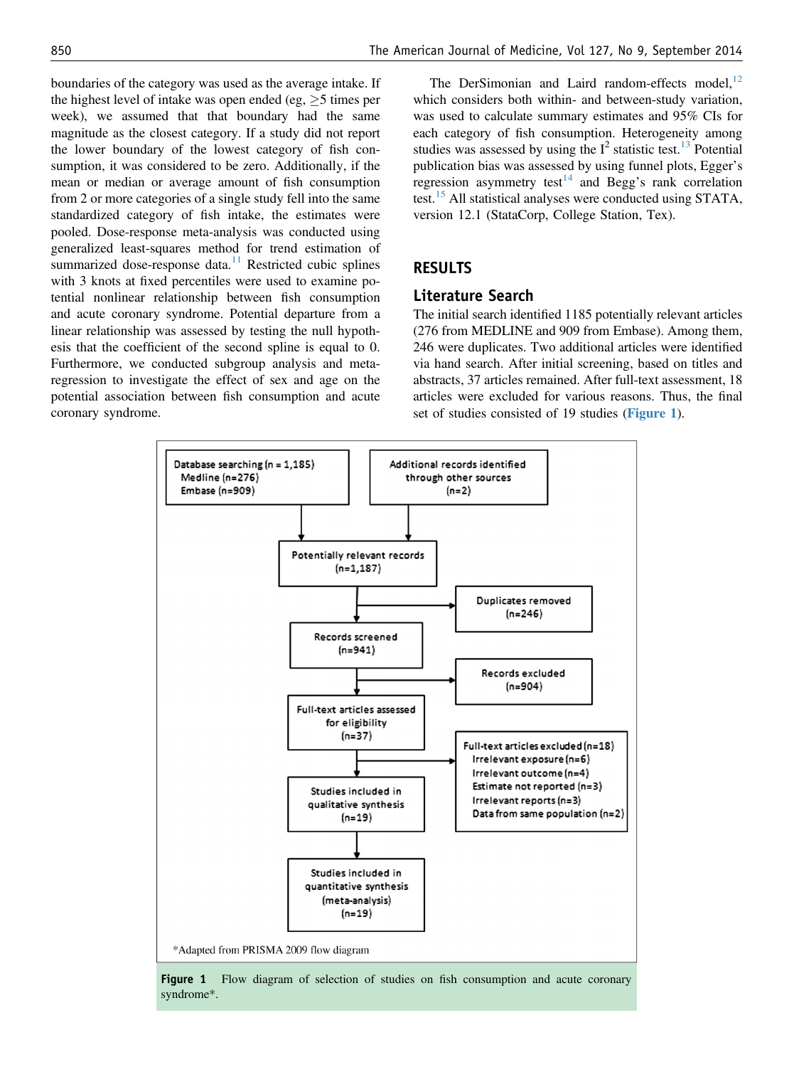boundaries of the category was used as the average intake. If the highest level of intake was open ended (eg, ≥5 times per week), we assumed that that boundary had the same magnitude as the closest category. If a study did not report the lower boundary of the lowest category of fish consumption, it was considered to be zero. Additionally, if the mean or median or average amount of fish consumption from 2 or more categories of a single study fell into the same standardized category of fish intake, the estimates were pooled. Dose-response meta-analysis was conducted using generalized least-squares method for trend estimation of summarized dose-response data.[11] Restricted cubic splines with 3 knots at fixed percentiles were used to examine potential nonlinear relationship between fish consumption and acute coronary syndrome. Potential departure from a linear relationship was assessed by testing the null hypothesis that the coefficient of the second spline is equal to 0. Furthermore, we conducted subgroup analysis and meta-regression to investigate the effect of sex and age on the potential association between fish consumption and acute coronary syndrome.

The DerSimonian and Laird random-effects model,[12] which considers both within- and between-study variation, was used to calculate summary estimates and 95% CIs for each category of fish consumption. Heterogeneity among studies was assessed by using the $I^2$ statistic test.[13] Potential publication bias was assessed by using funnel plots, Egger's regression asymmetry test[14] and Begg's rank correlation test.[15] All statistical analyses were conducted using STATA, version 12.1 (StataCorp, College Station, Tex).

## RESULTS

### Literature Search

The initial search identified 1185 potentially relevant articles (276 from MEDLINE and 909 from Embase). Among them, 246 were duplicates. Two additional articles were identified via hand search. After initial screening, based on titles and abstracts, 37 articles remained. After full-text assessment, 18 articles were excluded for various reasons. Thus, the final set of studies consisted of 19 studies (Figure 1).

Database searching (n = 1,185)
Medline (n=276)
Embase (n=909)

Additional records identified through other sources (n=2)

Potentially relevant records (n=1,187)

Duplicates removed (n=246)

Records screened (n=941)

Records excluded (n=904)

Full-text articles assessed for eligibility (n=37)

Full-text articles excluded (n=18)
Irrelevant exposure (n=6)
Irrelevant outcome (n=4)
Estimate not reported (n=3)
Irrelevant reports (n=3)
Data from same population (n=2)

Studies included in qualitative synthesis (n=19)

Studies included in quantitative synthesis (meta-analysis) (n=19)

*Adapted from PRISMA 2009 flow diagram

**Figure 1** Flow diagram of selection of studies on fish consumption and acute coronary syndrome*.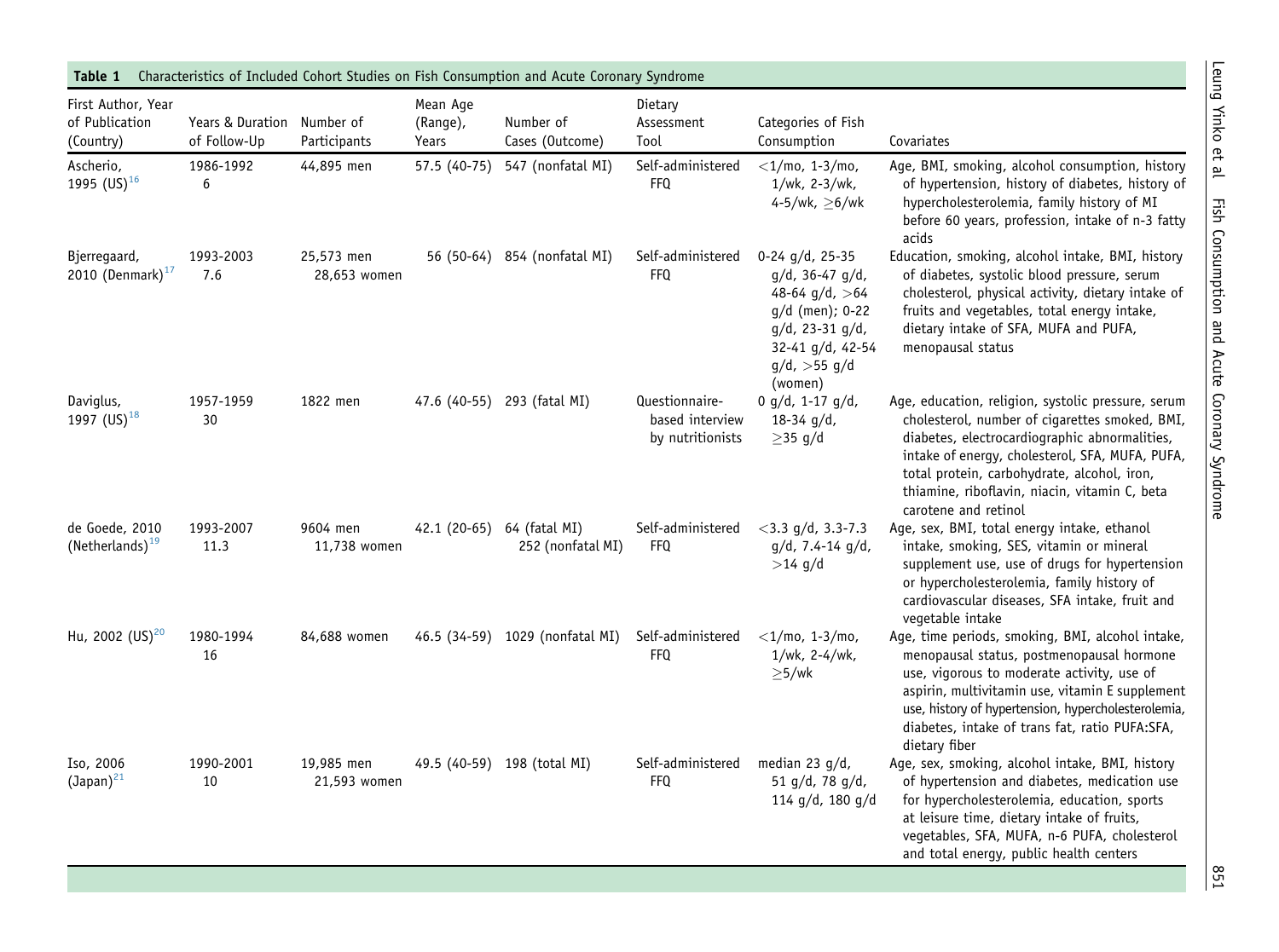**Table 1** Characteristics of Included Cohort Studies on Fish Consumption and Acute Coronary Syndrome

| First Author, Year of Publication (Country) | Years & Duration of Follow-Up | Number of Participants | Mean Age (Range), Years | Number of Cases (Outcome) | Dietary Assessment Tool | Categories of Fish Consumption | Covariates |
|---|---|---|---|---|---|---|---|
| Ascherio, 1995 (US)[16] | 1986-1992 6 | 44,895 men | 57.5 (40-75) | 547 (nonfatal MI) | Self-administered FFQ | $<$1/mo, 1-3/mo, 1/wk, 2-3/wk, 4-5/wk, $\geq$6/wk | Age, BMI, smoking, alcohol consumption, history of hypertension, history of diabetes, history of hypercholesterolemia, family history of MI before 60 years, profession, intake of n-3 fatty acids |
| Bjerregaard, 2010 (Denmark)[17] | 1993-2003 7.6 | 25,573 men 28,653 women | 56 (50-64) | 854 (nonfatal MI) | Self-administered FFQ | 0-24 g/d, 25-35 g/d, 36-47 g/d, 48-64 g/d, $>$64 g/d (men); 0-22 g/d, 23-31 g/d, 32-41 g/d, 42-54 g/d, $>$55 g/d (women) | Education, smoking, alcohol intake, BMI, history of diabetes, systolic blood pressure, serum cholesterol, physical activity, dietary intake of fruits and vegetables, total energy intake, dietary intake of SFA, MUFA and PUFA, menopausal status |
| Daviglus, 1997 (US)[18] | 1957-1959 30 | 1822 men | 47.6 (40-55) | 293 (fatal MI) | Questionnaire-based interview by nutritionists | 0 g/d, 1-17 g/d, 18-34 g/d, $\geq$35 g/d | Age, education, religion, systolic pressure, serum cholesterol, number of cigarettes smoked, BMI, diabetes, electrocardiographic abnormalities, intake of energy, cholesterol, SFA, MUFA, PUFA, total protein, carbohydrate, alcohol, iron, thiamine, riboflavin, niacin, vitamin C, beta carotene and retinol |
| de Goede, 2010 (Netherlands)[19] | 1993-2007 11.3 | 9604 men 11,738 women | 42.1 (20-65) | 64 (fatal MI) 252 (nonfatal MI) | Self-administered FFQ | $<$3.3 g/d, 3.3-7.3 g/d, 7.4-14 g/d, $>$14 g/d | Age, sex, BMI, total energy intake, ethanol intake, smoking, SES, vitamin or mineral supplement use, use of drugs for hypertension or hypercholesterolemia, family history of cardiovascular diseases, SFA intake, fruit and vegetable intake |
| Hu, 2002 (US)[20] | 1980-1994 16 | 84,688 women | 46.5 (34-59) | 1029 (nonfatal MI) | Self-administered FFQ | $<$1/mo, 1-3/mo, 1/wk, 2-4/wk, $\geq$5/wk | Age, time periods, smoking, BMI, alcohol intake, menopausal status, postmenopausal hormone use, vigorous to moderate activity, use of aspirin, multivitamin use, vitamin E supplement use, history of hypertension, hypercholesterolemia, diabetes, intake of trans fat, ratio PUFA:SFA, dietary fiber |
| Iso, 2006 (Japan)[21] | 1990-2001 10 | 19,985 men 21,593 women | 49.5 (40-59) | 198 (total MI) | Self-administered FFQ | median 23 g/d, 51 g/d, 78 g/d, 114 g/d, 180 g/d | Age, sex, smoking, alcohol intake, BMI, history of hypertension and diabetes, medication use for hypercholesterolemia, education, sports at leisure time, dietary intake of fruits, vegetables, SFA, MUFA, n-6 PUFA, cholesterol and total energy, public health centers |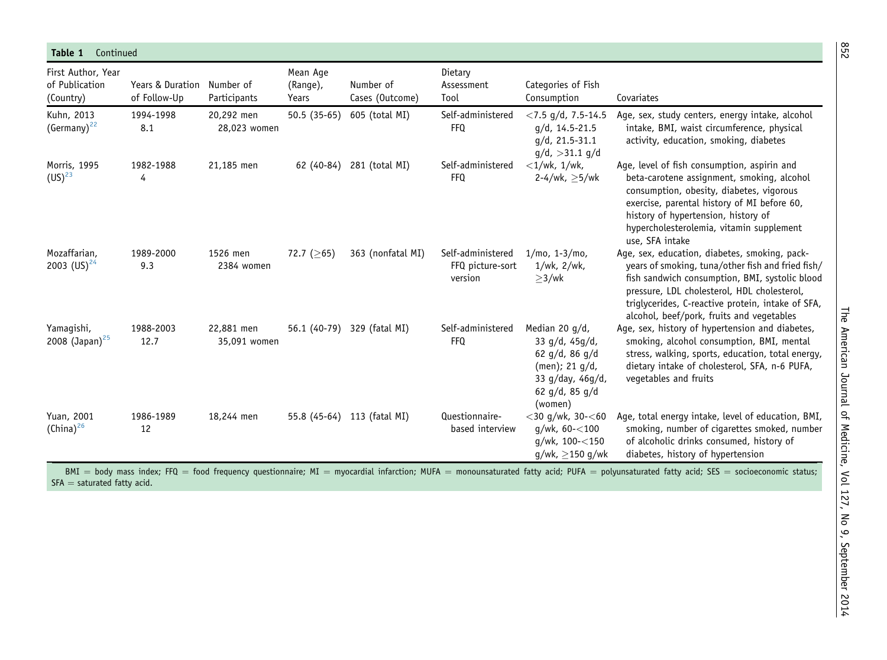**Table 1** Continued

| First Author, Year of Publication (Country) | Years & Duration of Follow-Up | Number of Participants | Mean Age (Range), Years | Number of Cases (Outcome) | Dietary Assessment Tool | Categories of Fish Consumption | Covariates |
|---|---|---|---|---|---|---|---|
| Kuhn, 2013 (Germany)[22] | 1994-1998 8.1 | 20,292 men 28,023 women | 50.5 (35-65) | 605 (total MI) | Self-administered FFQ | $<$7.5 g/d, 7.5-14.5 g/d, 14.5-21.5 g/d, 21.5-31.1 g/d, $>$31.1 g/d | Age, sex, study centers, energy intake, alcohol intake, BMI, waist circumference, physical activity, education, smoking, diabetes |
| Morris, 1995 (US)[23] | 1982-1988 4 | 21,185 men | 62 (40-84) | 281 (total MI) | Self-administered FFQ | $<$1/wk, 1/wk, 2-4/wk, $\geq$5/wk | Age, level of fish consumption, aspirin and beta-carotene assignment, smoking, alcohol consumption, obesity, diabetes, vigorous exercise, parental history of MI before 60, history of hypertension, history of hypercholesterolemia, vitamin supplement use, SFA intake |
| Mozaffarian, 2003 (US)[24] | 1989-2000 9.3 | 1526 men 2384 women | 72.7 ($\geq$65) | 363 (nonfatal MI) | Self-administered FFQ picture-sort version | 1/mo, 1-3/mo, 1/wk, 2/wk, $\geq$3/wk | Age, sex, education, diabetes, smoking, pack-years of smoking, tuna/other fish and fried fish/fish sandwich consumption, BMI, systolic blood pressure, LDL cholesterol, HDL cholesterol, triglycerides, C-reactive protein, intake of SFA, alcohol, beef/pork, fruits and vegetables |
| Yamagishi, 2008 (Japan)[25] | 1988-2003 12.7 | 22,881 men 35,091 women | 56.1 (40-79) | 329 (fatal MI) | Self-administered FFQ | Median 20 g/d, 33 g/d, 45g/d, 62 g/d, 86 g/d (men); 21 g/d, 33 g/day, 46g/d, 62 g/d, 85 g/d (women) | Age, sex, history of hypertension and diabetes, smoking, alcohol consumption, BMI, mental stress, walking, sports, education, total energy, dietary intake of cholesterol, SFA, n-6 PUFA, vegetables and fruits |
| Yuan, 2001 (China)[26] | 1986-1989 12 | 18,244 men | 55.8 (45-64) | 113 (fatal MI) | Questionnaire-based interview | $<$30 g/wk, 30-$<$60 g/wk, 60-$<$100 g/wk, 100-$<$150 g/wk, $\geq$150 g/wk | Age, total energy intake, level of education, BMI, smoking, number of cigarettes smoked, number of alcoholic drinks consumed, history of diabetes, history of hypertension |

BMI = body mass index; FFQ = food frequency questionnaire; MI = myocardial infarction; MUFA = monounsaturated fatty acid; PUFA = polyunsaturated fatty acid; SES = socioeconomic status; SFA = saturated fatty acid.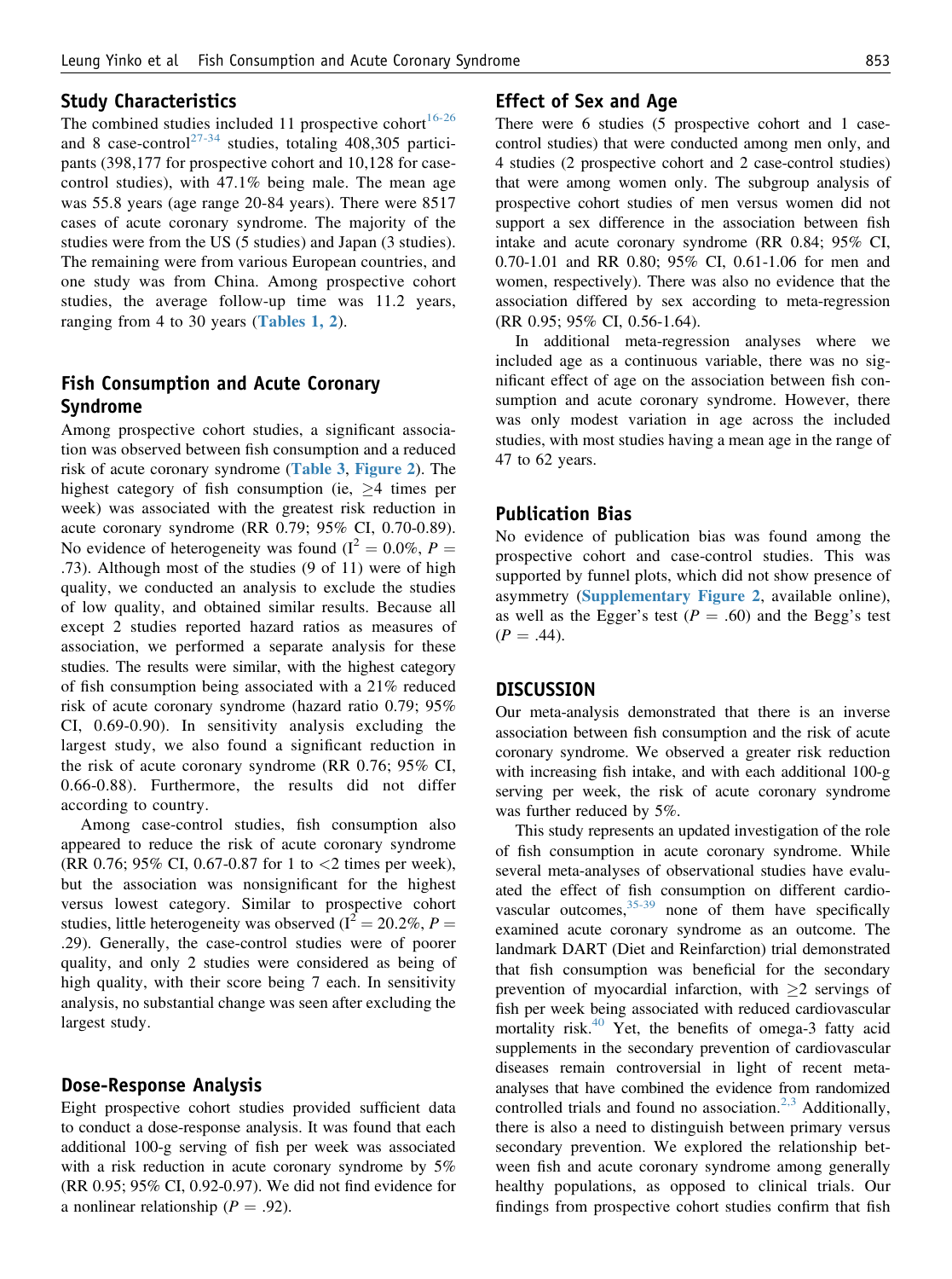## Study Characteristics

The combined studies included 11 prospective cohort[16-26] and 8 case-control[27-34] studies, totaling 408,305 participants (398,177 for prospective cohort and 10,128 for case-control studies), with 47.1% being male. The mean age was 55.8 years (age range 20-84 years). There were 8517 cases of acute coronary syndrome. The majority of the studies were from the US (5 studies) and Japan (3 studies). The remaining were from various European countries, and one study was from China. Among prospective cohort studies, the average follow-up time was 11.2 years, ranging from 4 to 30 years (Tables 1, 2).

## Fish Consumption and Acute Coronary Syndrome

Among prospective cohort studies, a significant association was observed between fish consumption and a reduced risk of acute coronary syndrome (Table 3, Figure 2). The highest category of fish consumption (ie, ≥4 times per week) was associated with the greatest risk reduction in acute coronary syndrome (RR 0.79; 95% CI, 0.70-0.89). No evidence of heterogeneity was found ($I^2 = 0.0\%$, $P = .73$). Although most of the studies (9 of 11) were of high quality, we conducted an analysis to exclude the studies of low quality, and obtained similar results. Because all except 2 studies reported hazard ratios as measures of association, we performed a separate analysis for these studies. The results were similar, with the highest category of fish consumption being associated with a 21% reduced risk of acute coronary syndrome (hazard ratio 0.79; 95% CI, 0.69-0.90). In sensitivity analysis excluding the largest study, we also found a significant reduction in the risk of acute coronary syndrome (RR 0.76; 95% CI, 0.66-0.88). Furthermore, the results did not differ according to country.

Among case-control studies, fish consumption also appeared to reduce the risk of acute coronary syndrome (RR 0.76; 95% CI, 0.67-0.87 for 1 to <2 times per week), but the association was nonsignificant for the highest versus lowest category. Similar to prospective cohort studies, little heterogeneity was observed ($I^2 = 20.2\%$, $P = .29$). Generally, the case-control studies were of poorer quality, and only 2 studies were considered as being of high quality, with their score being 7 each. In sensitivity analysis, no substantial change was seen after excluding the largest study.

## Dose-Response Analysis

Eight prospective cohort studies provided sufficient data to conduct a dose-response analysis. It was found that each additional 100-g serving of fish per week was associated with a risk reduction in acute coronary syndrome by 5% (RR 0.95; 95% CI, 0.92-0.97). We did not find evidence for a nonlinear relationship ($P = .92$).

## Effect of Sex and Age

There were 6 studies (5 prospective cohort and 1 case-control studies) that were conducted among men only, and 4 studies (2 prospective cohort and 2 case-control studies) that were among women only. The subgroup analysis of prospective cohort studies of men versus women did not support a sex difference in the association between fish intake and acute coronary syndrome (RR 0.84; 95% CI, 0.70-1.01 and RR 0.80; 95% CI, 0.61-1.06 for men and women, respectively). There was also no evidence that the association differed by sex according to meta-regression (RR 0.95; 95% CI, 0.56-1.64).

In additional meta-regression analyses where we included age as a continuous variable, there was no significant effect of age on the association between fish consumption and acute coronary syndrome. However, there was only modest variation in age across the included studies, with most studies having a mean age in the range of 47 to 62 years.

## Publication Bias

No evidence of publication bias was found among the prospective cohort and case-control studies. This was supported by funnel plots, which did not show presence of asymmetry (Supplementary Figure 2, available online), as well as the Egger's test ($P = .60$) and the Begg's test ($P = .44$).

## DISCUSSION

Our meta-analysis demonstrated that there is an inverse association between fish consumption and the risk of acute coronary syndrome. We observed a greater risk reduction with increasing fish intake, and with each additional 100-g serving per week, the risk of acute coronary syndrome was further reduced by 5%.

This study represents an updated investigation of the role of fish consumption in acute coronary syndrome. While several meta-analyses of observational studies have evaluated the effect of fish consumption on different cardiovascular outcomes,[35-39] none of them have specifically examined acute coronary syndrome as an outcome. The landmark DART (Diet and Reinfarction) trial demonstrated that fish consumption was beneficial for the secondary prevention of myocardial infarction, with ≥2 servings of fish per week being associated with reduced cardiovascular mortality risk.[40] Yet, the benefits of omega-3 fatty acid supplements in the secondary prevention of cardiovascular diseases remain controversial in light of recent meta-analyses that have combined the evidence from randomized controlled trials and found no association.[2,3] Additionally, there is also a need to distinguish between primary versus secondary prevention. We explored the relationship between fish and acute coronary syndrome among generally healthy populations, as opposed to clinical trials. Our findings from prospective cohort studies confirm that fish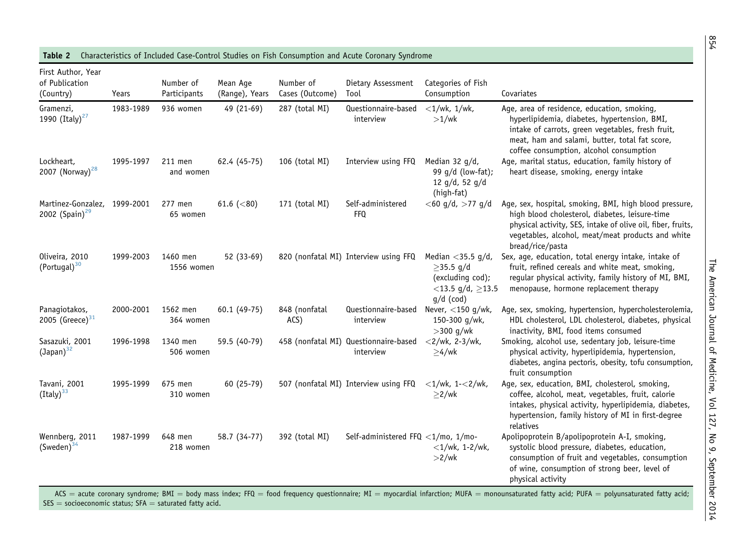**Table 2** Characteristics of Included Case-Control Studies on Fish Consumption and Acute Coronary Syndrome

| First Author, Year of Publication (Country) | Years | Number of Participants | Mean Age (Range), Years | Number of Cases (Outcome) | Dietary Assessment Tool | Categories of Fish Consumption | Covariates |
|---|---|---|---|---|---|---|---|
| Gramenzi, 1990 (Italy)[27] | 1983-1989 | 936 women | 49 (21-69) | 287 (total MI) | Questionnaire-based interview | <1/wk, 1/wk, >1/wk | Age, area of residence, education, smoking, hyperlipidemia, diabetes, hypertension, BMI, intake of carrots, green vegetables, fresh fruit, meat, ham and salami, butter, total fat score, coffee consumption, alcohol consumption |
| Lockheart, 2007 (Norway)[28] | 1995-1997 | 211 men and women | 62.4 (45-75) | 106 (total MI) | Interview using FFQ | Median 32 g/d, 99 g/d (low-fat); 12 g/d, 52 g/d (high-fat) | Age, marital status, education, family history of heart disease, smoking, energy intake |
| Martinez-Gonzalez, 2002 (Spain)[29] | 1999-2001 | 277 men 65 women | 61.6 (<80) | 171 (total MI) | Self-administered FFQ | <60 g/d, >77 g/d | Age, sex, hospital, smoking, BMI, high blood pressure, high blood cholesterol, diabetes, leisure-time physical activity, SES, intake of olive oil, fiber, fruits, vegetables, alcohol, meat/meat products and white bread/rice/pasta |
| Oliveira, 2010 (Portugal)[30] | 1999-2003 | 1460 men 1556 women | 52 (33-69) | 820 (nonfatal MI) | Interview using FFQ | Median <35.5 g/d, ≥35.5 g/d (excluding cod); <13.5 g/d, ≥13.5 g/d (cod) | Sex, age, education, total energy intake, intake of fruit, refined cereals and white meat, smoking, regular physical activity, family history of MI, BMI, menopause, hormone replacement therapy |
| Panagiotakos, 2005 (Greece)[31] | 2000-2001 | 1562 men 364 women | 60.1 (49-75) | 848 (nonfatal ACS) | Questionnaire-based interview | Never, <150 g/wk, 150-300 g/wk, >300 g/wk | Age, sex, smoking, hypertension, hypercholesterolemia, HDL cholesterol, LDL cholesterol, diabetes, physical inactivity, BMI, food items consumed |
| Sasazuki, 2001 (Japan)[32] | 1996-1998 | 1340 men 506 women | 59.5 (40-79) | 458 (nonfatal MI) | Questionnaire-based interview | <2/wk, 2-3/wk, ≥4/wk | Smoking, alcohol use, sedentary job, leisure-time physical activity, hyperlipidemia, hypertension, diabetes, angina pectoris, obesity, tofu consumption, fruit consumption |
| Tavani, 2001 (Italy)[33] | 1995-1999 | 675 men 310 women | 60 (25-79) | 507 (nonfatal MI) | Interview using FFQ | <1/wk, 1-<2/wk, ≥2/wk | Age, sex, education, BMI, cholesterol, smoking, coffee, alcohol, meat, vegetables, fruit, calorie intakes, physical activity, hyperlipidemia, diabetes, hypertension, family history of MI in first-degree relatives |
| Wennberg, 2011 (Sweden)[34] | 1987-1999 | 648 men 218 women | 58.7 (34-77) | 392 (total MI) | Self-administered FFQ | <1/mo, 1/mo-<1/wk, 1-2/wk, >2/wk | Apolipoprotein B/apolipoprotein A-I, smoking, systolic blood pressure, diabetes, education, consumption of fruit and vegetables, consumption of wine, consumption of strong beer, level of physical activity |

ACS = acute coronary syndrome; BMI = body mass index; FFQ = food frequency questionnaire; MI = myocardial infarction; MUFA = monounsaturated fatty acid; PUFA = polyunsaturated fatty acid; SES = socioeconomic status; SFA = saturated fatty acid.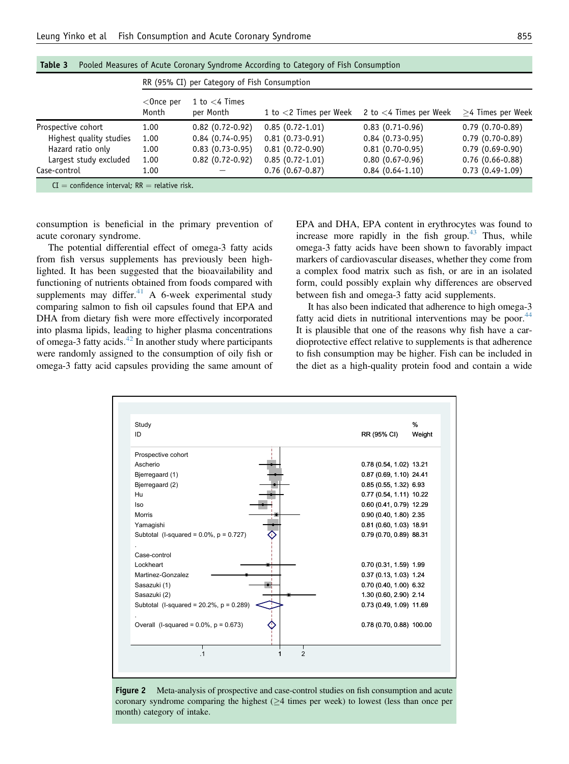**Table 3** Pooled Measures of Acute Coronary Syndrome According to Category of Fish Consumption

| | RR (95% CI) per Category of Fish Consumption | | | | |
|---|---|---|---|---|---|
| | <Once per Month | 1 to <4 Times per Month | 1 to <2 Times per Week | 2 to <4 Times per Week | ≥4 Times per Week |
| Prospective cohort | 1.00 | 0.82 (0.72-0.92) | 0.85 (0.72-1.01) | 0.83 (0.71-0.96) | 0.79 (0.70-0.89) |
| Highest quality studies | 1.00 | 0.84 (0.74-0.95) | 0.81 (0.73-0.91) | 0.84 (0.73-0.95) | 0.79 (0.70-0.89) |
| Hazard ratio only | 1.00 | 0.83 (0.73-0.95) | 0.81 (0.72-0.90) | 0.81 (0.70-0.95) | 0.79 (0.69-0.90) |
| Largest study excluded | 1.00 | 0.82 (0.72-0.92) | 0.85 (0.72-1.01) | 0.80 (0.67-0.96) | 0.76 (0.66-0.88) |
| Case-control | 1.00 | — | 0.76 (0.67-0.87) | 0.84 (0.64-1.10) | 0.73 (0.49-1.09) |

CI = confidence interval; RR = relative risk.

consumption is beneficial in the primary prevention of acute coronary syndrome.

The potential differential effect of omega-3 fatty acids from fish versus supplements has previously been highlighted. It has been suggested that the bioavailability and functioning of nutrients obtained from foods compared with supplements may differ.[41] A 6-week experimental study comparing salmon to fish oil capsules found that EPA and DHA from dietary fish were more effectively incorporated into plasma lipids, leading to higher plasma concentrations of omega-3 fatty acids.[42] In another study where participants were randomly assigned to the consumption of oily fish or omega-3 fatty acid capsules providing the same amount of EPA and DHA, EPA content in erythrocytes was found to increase more rapidly in the fish group.[43] Thus, while omega-3 fatty acids have been shown to favorably impact markers of cardiovascular diseases, whether they come from a complex food matrix such as fish, or are in an isolated form, could possibly explain why differences are observed between fish and omega-3 fatty acid supplements.

It has also been indicated that adherence to high omega-3 fatty acid diets in nutritional interventions may be poor.[44] It is plausible that one of the reasons why fish have a cardioprotective effect relative to supplements is that adherence to fish consumption may be higher. Fish can be included in the diet as a high-quality protein food and contain a wide

| Study ID | RR (95% CI) | % Weight |
|---|---|---|
| **Prospective cohort** | | |
| Ascherio | 0.78 (0.54, 1.02) | 13.21 |
| Bjerregaard (1) | 0.87 (0.69, 1.10) | 24.41 |
| Bjerregaard (2) | 0.85 (0.55, 1.32) | 6.93 |
| Hu | 0.77 (0.54, 1.11) | 10.22 |
| Iso | 0.60 (0.41, 0.79) | 12.29 |
| Morris | 0.90 (0.40, 1.80) | 2.35 |
| Yamagishi | 0.81 (0.60, 1.03) | 18.91 |
| Subtotal (I-squared = 0.0%, p = 0.727) | 0.79 (0.70, 0.89) | 88.31 |
| **Case-control** | | |
| Lockheart | 0.70 (0.31, 1.59) | 1.99 |
| Martinez-Gonzalez | 0.37 (0.13, 1.03) | 1.24 |
| Sasazuki (1) | 0.70 (0.40, 1.00) | 6.32 |
| Sasazuki (2) | 1.30 (0.60, 2.90) | 2.14 |
| Subtotal (I-squared = 20.2%, p = 0.289) | 0.73 (0.49, 1.09) | 11.69 |
| Overall (I-squared = 0.0%, p = 0.673) | 0.78 (0.70, 0.88) | 100.00 |

**Figure 2** Meta-analysis of prospective and case-control studies on fish consumption and acute coronary syndrome comparing the highest (≥4 times per week) to lowest (less than once per month) category of intake.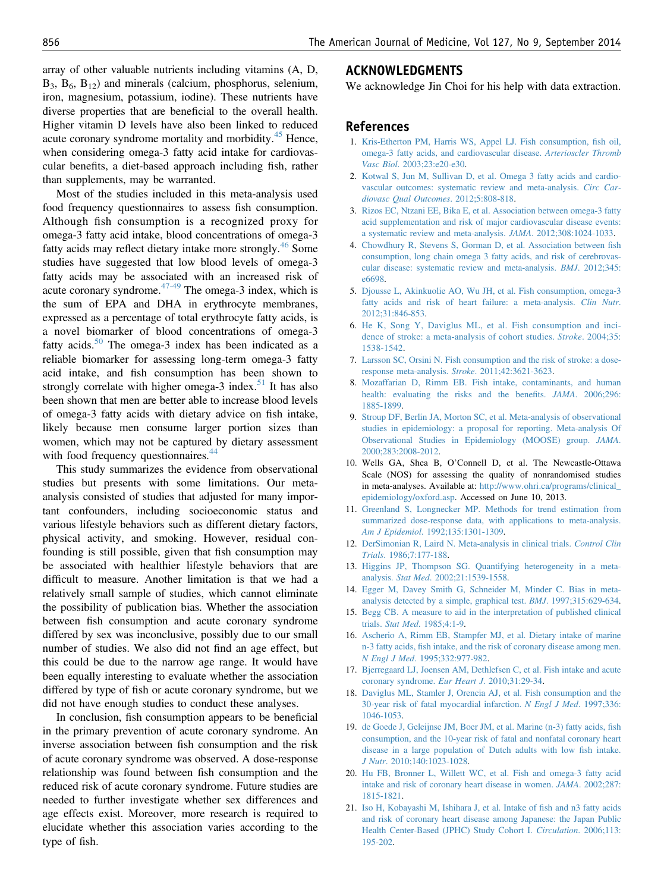array of other valuable nutrients including vitamins (A, D, $B_3$, $B_6$, $B_{12}$) and minerals (calcium, phosphorus, selenium, iron, magnesium, potassium, iodine). These nutrients have diverse properties that are beneficial to the overall health. Higher vitamin D levels have also been linked to reduced acute coronary syndrome mortality and morbidity.[45] Hence, when considering omega-3 fatty acid intake for cardiovascular benefits, a diet-based approach including fish, rather than supplements, may be warranted.

Most of the studies included in this meta-analysis used food frequency questionnaires to assess fish consumption. Although fish consumption is a recognized proxy for omega-3 fatty acid intake, blood concentrations of omega-3 fatty acids may reflect dietary intake more strongly.[46] Some studies have suggested that low blood levels of omega-3 fatty acids may be associated with an increased risk of acute coronary syndrome.[47-49] The omega-3 index, which is the sum of EPA and DHA in erythrocyte membranes, expressed as a percentage of total erythrocyte fatty acids, is a novel biomarker of blood concentrations of omega-3 fatty acids.[50] The omega-3 index has been indicated as a reliable biomarker for assessing long-term omega-3 fatty acid intake, and fish consumption has been shown to strongly correlate with higher omega-3 index.[51] It has also been shown that men are better able to increase blood levels of omega-3 fatty acids with dietary advice on fish intake, likely because men consume larger portion sizes than women, which may not be captured by dietary assessment with food frequency questionnaires.[44]

This study summarizes the evidence from observational studies but presents with some limitations. Our meta-analysis consisted of studies that adjusted for many important confounders, including socioeconomic status and various lifestyle behaviors such as different dietary factors, physical activity, and smoking. However, residual confounding is still possible, given that fish consumption may be associated with healthier lifestyle behaviors that are difficult to measure. Another limitation is that we had a relatively small sample of studies, which cannot eliminate the possibility of publication bias. Whether the association between fish consumption and acute coronary syndrome differed by sex was inconclusive, possibly due to our small number of studies. We also did not find an age effect, but this could be due to the narrow age range. It would have been equally interesting to evaluate whether the association differed by type of fish or acute coronary syndrome, but we did not have enough studies to conduct these analyses.

In conclusion, fish consumption appears to be beneficial in the primary prevention of acute coronary syndrome. An inverse association between fish consumption and the risk of acute coronary syndrome was observed. A dose-response relationship was found between fish consumption and the reduced risk of acute coronary syndrome. Future studies are needed to further investigate whether sex differences and age effects exist. Moreover, more research is required to elucidate whether this association varies according to the type of fish.

## ACKNOWLEDGMENTS

We acknowledge Jin Choi for his help with data extraction.

## References

1. Kris-Etherton PM, Harris WS, Appel LJ. Fish consumption, fish oil, omega-3 fatty acids, and cardiovascular disease. *Arterioscler Thromb Vasc Biol*. 2003;23:e20-e30.
2. Kotwal S, Jun M, Sullivan D, et al. Omega 3 fatty acids and cardiovascular outcomes: systematic review and meta-analysis. *Circ Cardiovasc Qual Outcomes*. 2012;5:808-818.
3. Rizos EC, Ntzani EE, Bika E, et al. Association between omega-3 fatty acid supplementation and risk of major cardiovascular disease events: a systematic review and meta-analysis. *JAMA*. 2012;308:1024-1033.
4. Chowdhury R, Stevens S, Gorman D, et al. Association between fish consumption, long chain omega 3 fatty acids, and risk of cerebrovascular disease: systematic review and meta-analysis. *BMJ*. 2012;345:e6698.
5. Djousse L, Akinkuolie AO, Wu JH, et al. Fish consumption, omega-3 fatty acids and risk of heart failure: a meta-analysis. *Clin Nutr*. 2012;31:846-853.
6. He K, Song Y, Daviglus ML, et al. Fish consumption and incidence of stroke: a meta-analysis of cohort studies. *Stroke*. 2004;35:1538-1542.
7. Larsson SC, Orsini N. Fish consumption and the risk of stroke: a dose-response meta-analysis. *Stroke*. 2011;42:3621-3623.
8. Mozaffarian D, Rimm EB. Fish intake, contaminants, and human health: evaluating the risks and the benefits. *JAMA*. 2006;296:1885-1899.
9. Stroup DF, Berlin JA, Morton SC, et al. Meta-analysis of observational studies in epidemiology: a proposal for reporting. Meta-analysis Of Observational Studies in Epidemiology (MOOSE) group. *JAMA*. 2000;283:2008-2012.
10. Wells GA, Shea B, O'Connell D, et al. The Newcastle-Ottawa Scale (NOS) for assessing the quality of nonrandomised studies in meta-analyses. Available at: http://www.ohri.ca/programs/clinical_epidemiology/oxford.asp. Accessed on June 10, 2013.
11. Greenland S, Longnecker MP. Methods for trend estimation from summarized dose-response data, with applications to meta-analysis. *Am J Epidemiol*. 1992;135:1301-1309.
12. DerSimonian R, Laird N. Meta-analysis in clinical trials. *Control Clin Trials*. 1986;7:177-188.
13. Higgins JP, Thompson SG. Quantifying heterogeneity in a meta-analysis. *Stat Med*. 2002;21:1539-1558.
14. Egger M, Davey Smith G, Schneider M, Minder C. Bias in meta-analysis detected by a simple, graphical test. *BMJ*. 1997;315:629-634.
15. Begg CB. A measure to aid in the interpretation of published clinical trials. *Stat Med*. 1985;4:1-9.
16. Ascherio A, Rimm EB, Stampfer MJ, et al. Dietary intake of marine n-3 fatty acids, fish intake, and the risk of coronary disease among men. *N Engl J Med*. 1995;332:977-982.
17. Bjerregaard LJ, Joensen AM, Dethlefsen C, et al. Fish intake and acute coronary syndrome. *Eur Heart J*. 2010;31:29-34.
18. Daviglus ML, Stamler J, Orencia AJ, et al. Fish consumption and the 30-year risk of fatal myocardial infarction. *N Engl J Med*. 1997;336:1046-1053.
19. de Goede J, Geleijnse JM, Boer JM, et al. Marine (n-3) fatty acids, fish consumption, and the 10-year risk of fatal and nonfatal coronary heart disease in a large population of Dutch adults with low fish intake. *J Nutr*. 2010;140:1023-1028.
20. Hu FB, Bronner L, Willett WC, et al. Fish and omega-3 fatty acid intake and risk of coronary heart disease in women. *JAMA*. 2002;287:1815-1821.
21. Iso H, Kobayashi M, Ishihara J, et al. Intake of fish and n3 fatty acids and risk of coronary heart disease among Japanese: the Japan Public Health Center-Based (JPHC) Study Cohort I. *Circulation*. 2006;113:195-202.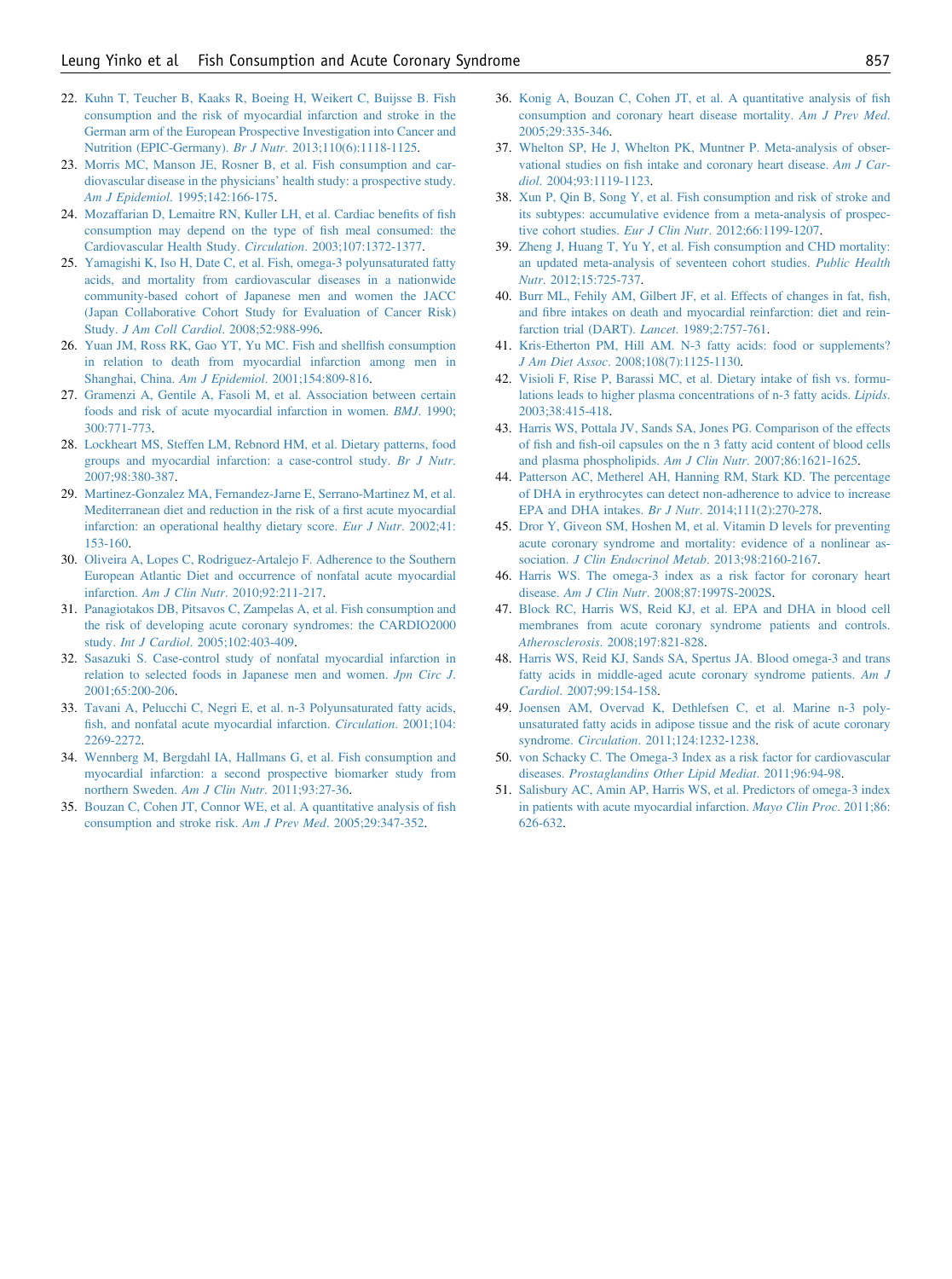22. Kuhn T, Teucher B, Kaaks R, Boeing H, Weikert C, Buijsse B. Fish consumption and the risk of myocardial infarction and stroke in the German arm of the European Prospective Investigation into Cancer and Nutrition (EPIC-Germany). *Br J Nutr*. 2013;110(6):1118-1125.
23. Morris MC, Manson JE, Rosner B, et al. Fish consumption and cardiovascular disease in the physicians' health study: a prospective study. *Am J Epidemiol*. 1995;142:166-175.
24. Mozaffarian D, Lemaitre RN, Kuller LH, et al. Cardiac benefits of fish consumption may depend on the type of fish meal consumed: the Cardiovascular Health Study. *Circulation*. 2003;107:1372-1377.
25. Yamagishi K, Iso H, Date C, et al. Fish, omega-3 polyunsaturated fatty acids, and mortality from cardiovascular diseases in a nationwide community-based cohort of Japanese men and women the JACC (Japan Collaborative Cohort Study for Evaluation of Cancer Risk) Study. *J Am Coll Cardiol*. 2008;52:988-996.
26. Yuan JM, Ross RK, Gao YT, Yu MC. Fish and shellfish consumption in relation to death from myocardial infarction among men in Shanghai, China. *Am J Epidemiol*. 2001;154:809-816.
27. Gramenzi A, Gentile A, Fasoli M, et al. Association between certain foods and risk of acute myocardial infarction in women. *BMJ*. 1990;300:771-773.
28. Lockheart MS, Steffen LM, Rebnord HM, et al. Dietary patterns, food groups and myocardial infarction: a case-control study. *Br J Nutr*. 2007;98:380-387.
29. Martinez-Gonzalez MA, Fernandez-Jarne E, Serrano-Martinez M, et al. Mediterranean diet and reduction in the risk of a first acute myocardial infarction: an operational healthy dietary score. *Eur J Nutr*. 2002;41:153-160.
30. Oliveira A, Lopes C, Rodriguez-Artalejo F. Adherence to the Southern European Atlantic Diet and occurrence of nonfatal acute myocardial infarction. *Am J Clin Nutr*. 2010;92:211-217.
31. Panagiotakos DB, Pitsavos C, Zampelas A, et al. Fish consumption and the risk of developing acute coronary syndromes: the CARDIO2000 study. *Int J Cardiol*. 2005;102:403-409.
32. Sasazuki S. Case-control study of nonfatal myocardial infarction in relation to selected foods in Japanese men and women. *Jpn Circ J*. 2001;65:200-206.
33. Tavani A, Pelucchi C, Negri E, et al. n-3 Polyunsaturated fatty acids, fish, and nonfatal acute myocardial infarction. *Circulation*. 2001;104:2269-2272.
34. Wennberg M, Bergdahl IA, Hallmans G, et al. Fish consumption and myocardial infarction: a second prospective biomarker study from northern Sweden. *Am J Clin Nutr*. 2011;93:27-36.
35. Bouzan C, Cohen JT, Connor WE, et al. A quantitative analysis of fish consumption and stroke risk. *Am J Prev Med*. 2005;29:347-352.
36. Konig A, Bouzan C, Cohen JT, et al. A quantitative analysis of fish consumption and coronary heart disease mortality. *Am J Prev Med*. 2005;29:335-346.
37. Whelton SP, He J, Whelton PK, Muntner P. Meta-analysis of observational studies on fish intake and coronary heart disease. *Am J Cardiol*. 2004;93:1119-1123.
38. Xun P, Qin B, Song Y, et al. Fish consumption and risk of stroke and its subtypes: accumulative evidence from a meta-analysis of prospective cohort studies. *Eur J Clin Nutr*. 2012;66:1199-1207.
39. Zheng J, Huang T, Yu Y, et al. Fish consumption and CHD mortality: an updated meta-analysis of seventeen cohort studies. *Public Health Nutr*. 2012;15:725-737.
40. Burr ML, Fehily AM, Gilbert JF, et al. Effects of changes in fat, fish, and fibre intakes on death and myocardial reinfarction: diet and reinfarction trial (DART). *Lancet*. 1989;2:757-761.
41. Kris-Etherton PM, Hill AM. N-3 fatty acids: food or supplements? *J Am Diet Assoc*. 2008;108(7):1125-1130.
42. Visioli F, Rise P, Barassi MC, et al. Dietary intake of fish vs. formulations leads to higher plasma concentrations of n-3 fatty acids. *Lipids*. 2003;38:415-418.
43. Harris WS, Pottala JV, Sands SA, Jones PG. Comparison of the effects of fish and fish-oil capsules on the n 3 fatty acid content of blood cells and plasma phospholipids. *Am J Clin Nutr*. 2007;86:1621-1625.
44. Patterson AC, Metherel AH, Hanning RM, Stark KD. The percentage of DHA in erythrocytes can detect non-adherence to advice to increase EPA and DHA intakes. *Br J Nutr*. 2014;111(2):270-278.
45. Dror Y, Giveon SM, Hoshen M, et al. Vitamin D levels for preventing acute coronary syndrome and mortality: evidence of a nonlinear association. *J Clin Endocrinol Metab*. 2013;98:2160-2167.
46. Harris WS. The omega-3 index as a risk factor for coronary heart disease. *Am J Clin Nutr*. 2008;87:1997S-2002S.
47. Block RC, Harris WS, Reid KJ, et al. EPA and DHA in blood cell membranes from acute coronary syndrome patients and controls. *Atherosclerosis*. 2008;197:821-828.
48. Harris WS, Reid KJ, Sands SA, Spertus JA. Blood omega-3 and trans fatty acids in middle-aged acute coronary syndrome patients. *Am J Cardiol*. 2007;99:154-158.
49. Joensen AM, Overvad K, Dethlefsen C, et al. Marine n-3 polyunsaturated fatty acids in adipose tissue and the risk of acute coronary syndrome. *Circulation*. 2011;124:1232-1238.
50. von Schacky C. The Omega-3 Index as a risk factor for cardiovascular diseases. *Prostaglandins Other Lipid Mediat*. 2011;96:94-98.
51. Salisbury AC, Amin AP, Harris WS, et al. Predictors of omega-3 index in patients with acute myocardial infarction. *Mayo Clin Proc*. 2011;86:626-632.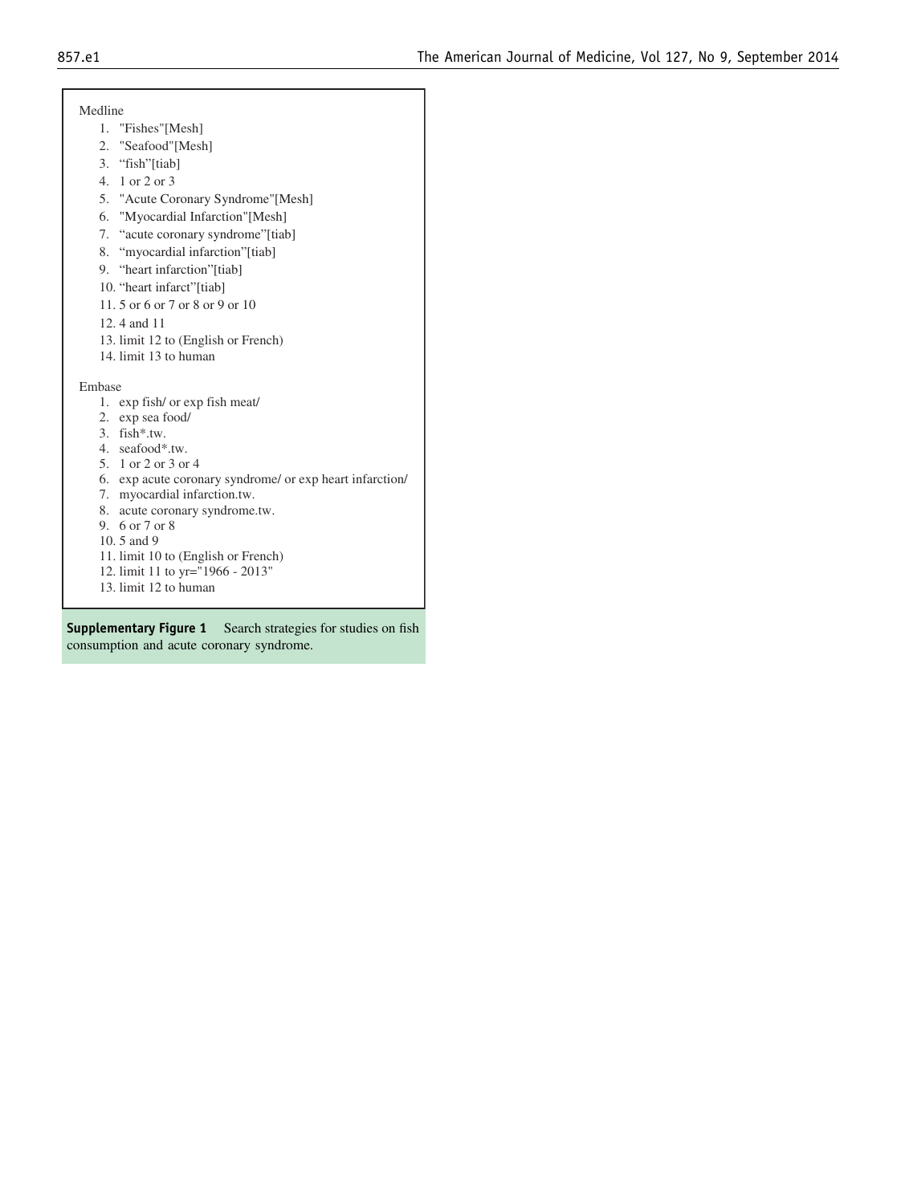Medline

1. "Fishes"[Mesh]
2. "Seafood"[Mesh]
3. "fish"[tiab]
4. 1 or 2 or 3
5. "Acute Coronary Syndrome"[Mesh]
6. "Myocardial Infarction"[Mesh]
7. "acute coronary syndrome"[tiab]
8. "myocardial infarction"[tiab]
9. "heart infarction"[tiab]
10. "heart infarct"[tiab]
11. 5 or 6 or 7 or 8 or 9 or 10
12. 4 and 11
13. limit 12 to (English or French)
14. limit 13 to human

Embase

1. exp fish/ or exp fish meat/
2. exp sea food/
3. fish*.tw.
4. seafood*.tw.
5. 1 or 2 or 3 or 4
6. exp acute coronary syndrome/ or exp heart infarction/
7. myocardial infarction.tw.
8. acute coronary syndrome.tw.
9. 6 or 7 or 8
10. 5 and 9
11. limit 10 to (English or French)
12. limit 11 to yr="1966 - 2013"
13. limit 12 to human

**Supplementary Figure 1** Search strategies for studies on fish consumption and acute coronary syndrome.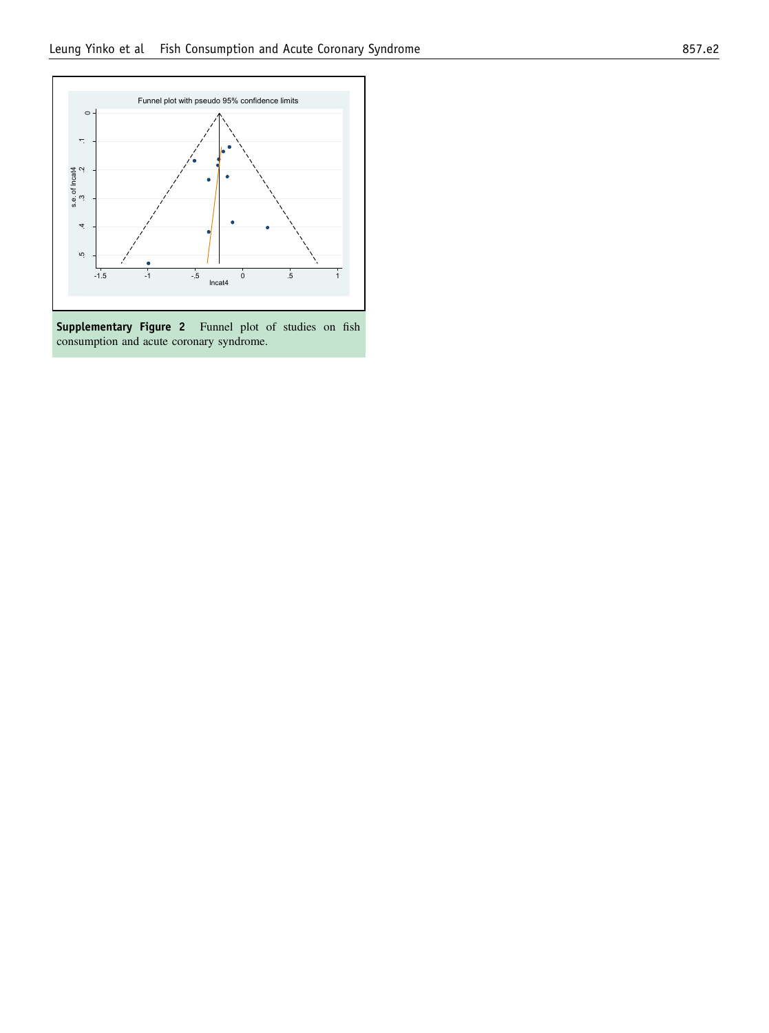Funnel plot with pseudo 95% confidence limits

s.e. of lncat4

0

.1

.2

.3

.4

.5

-1.5

-1

-.5

0

.5

1

lncat4

**Supplementary Figure 2** Funnel plot of studies on fish consumption and acute coronary syndrome.